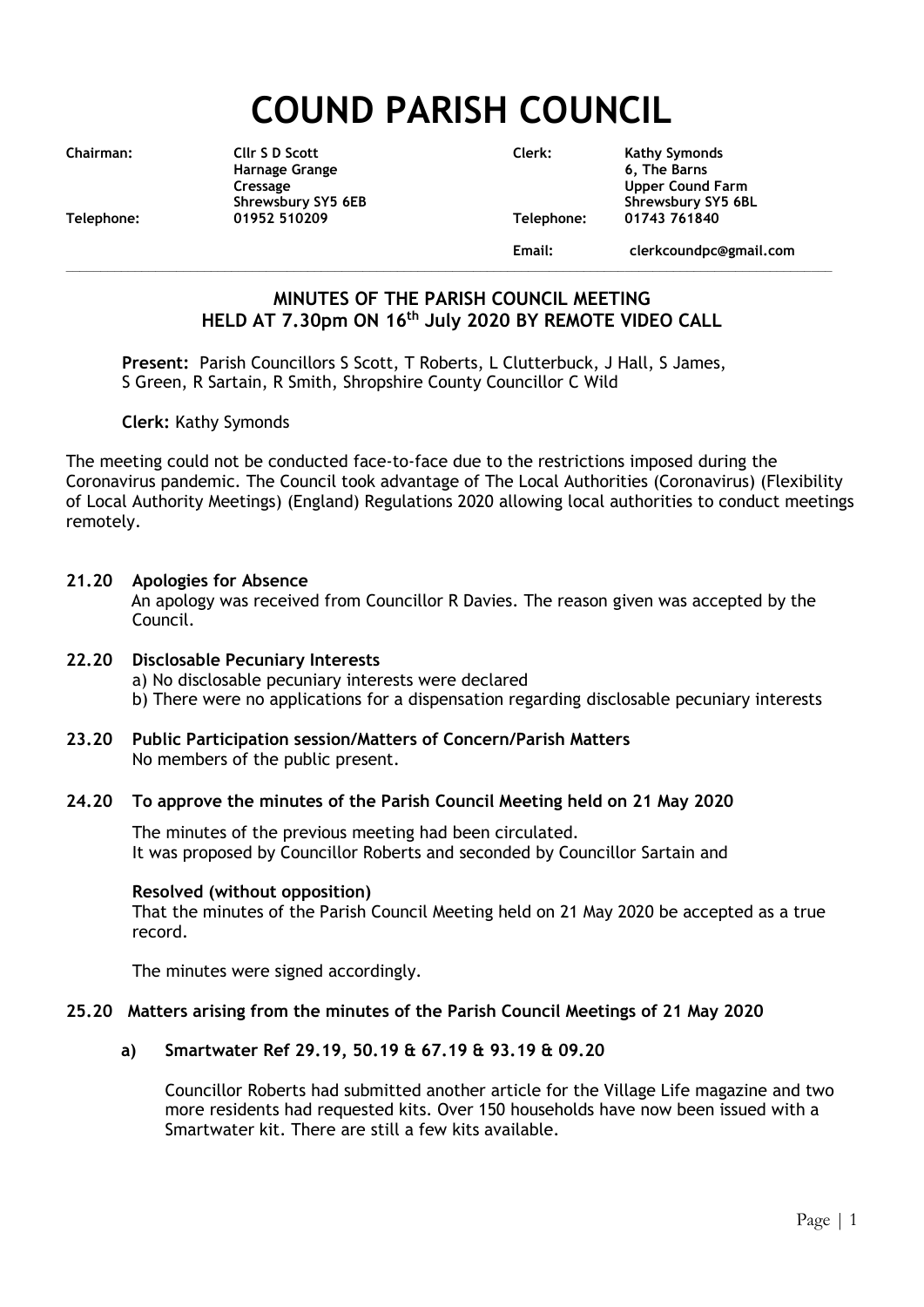# COUND PARISH COUNCIL

| | | | |
|---|---|---|---|
| **Chairman:** | **Cllr S D Scott**<br>**Harnage Grange**<br>**Cressage**<br>**Shrewsbury SY5 6EB** | **Clerk:** | **Kathy Symonds**<br>**6, The Barns**<br>**Upper Cound Farm**<br>**Shrewsbury SY5 6BL** |
| **Telephone:** | **01952 510209** | **Telephone:** | **01743 761840** |
| | | **Email:** | **clerkcoundpc@gmail.com** |

## MINUTES OF THE PARISH COUNCIL MEETING HELD AT 7.30pm ON 16th July 2020 BY REMOTE VIDEO CALL

**Present:** Parish Councillors S Scott, T Roberts, L Clutterbuck, J Hall, S James, S Green, R Sartain, R Smith, Shropshire County Councillor C Wild

**Clerk:** Kathy Symonds

The meeting could not be conducted face-to-face due to the restrictions imposed during the Coronavirus pandemic. The Council took advantage of The Local Authorities (Coronavirus) (Flexibility of Local Authority Meetings) (England) Regulations 2020 allowing local authorities to conduct meetings remotely.

### 21.20 Apologies for Absence

An apology was received from Councillor R Davies. The reason given was accepted by the Council.

### 22.20 Disclosable Pecuniary Interests

a) No disclosable pecuniary interests were declared
b) There were no applications for a dispensation regarding disclosable pecuniary interests

### 23.20 Public Participation session/Matters of Concern/Parish Matters

No members of the public present.

### 24.20 To approve the minutes of the Parish Council Meeting held on 21 May 2020

The minutes of the previous meeting had been circulated.
It was proposed by Councillor Roberts and seconded by Councillor Sartain and

**Resolved (without opposition)**
That the minutes of the Parish Council Meeting held on 21 May 2020 be accepted as a true record.

The minutes were signed accordingly.

### 25.20 Matters arising from the minutes of the Parish Council Meetings of 21 May 2020

**a) Smartwater Ref 29.19, 50.19 & 67.19 & 93.19 & 09.20**

Councillor Roberts had submitted another article for the Village Life magazine and two more residents had requested kits. Over 150 households have now been issued with a Smartwater kit. There are still a few kits available.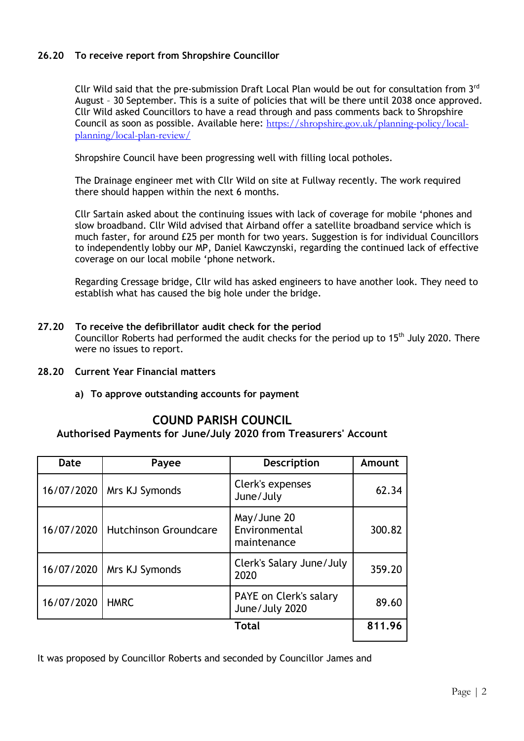**26.20 To receive report from Shropshire Councillor**

Cllr Wild said that the pre-submission Draft Local Plan would be out for consultation from 3rd August – 30 September. This is a suite of policies that will be there until 2038 once approved. Cllr Wild asked Councillors to have a read through and pass comments back to Shropshire Council as soon as possible. Available here: https://shropshire.gov.uk/planning-policy/local-planning/local-plan-review/

Shropshire Council have been progressing well with filling local potholes.

The Drainage engineer met with Cllr Wild on site at Fullway recently. The work required there should happen within the next 6 months.

Cllr Sartain asked about the continuing issues with lack of coverage for mobile 'phones and slow broadband. Cllr Wild advised that Airband offer a satellite broadband service which is much faster, for around £25 per month for two years. Suggestion is for individual Councillors to independently lobby our MP, Daniel Kawczynski, regarding the continued lack of effective coverage on our local mobile 'phone network.

Regarding Cressage bridge, Cllr wild has asked engineers to have another look. They need to establish what has caused the big hole under the bridge.

**27.20 To receive the defibrillator audit check for the period**
Councillor Roberts had performed the audit checks for the period up to 15th July 2020. There were no issues to report.

**28.20 Current Year Financial matters**

**a) To approve outstanding accounts for payment**

## COUND PARISH COUNCIL

**Authorised Payments for June/July 2020 from Treasurers' Account**

| Date | Payee | Description | Amount |
|---|---|---|---|
| 16/07/2020 | Mrs KJ Symonds | Clerk's expenses June/July | 62.34 |
| 16/07/2020 | Hutchinson Groundcare | May/June 20 Environmental maintenance | 300.82 |
| 16/07/2020 | Mrs KJ Symonds | Clerk's Salary June/July 2020 | 359.20 |
| 16/07/2020 | HMRC | PAYE on Clerk's salary June/July 2020 | 89.60 |
| | | **Total** | **811.96** |

It was proposed by Councillor Roberts and seconded by Councillor James and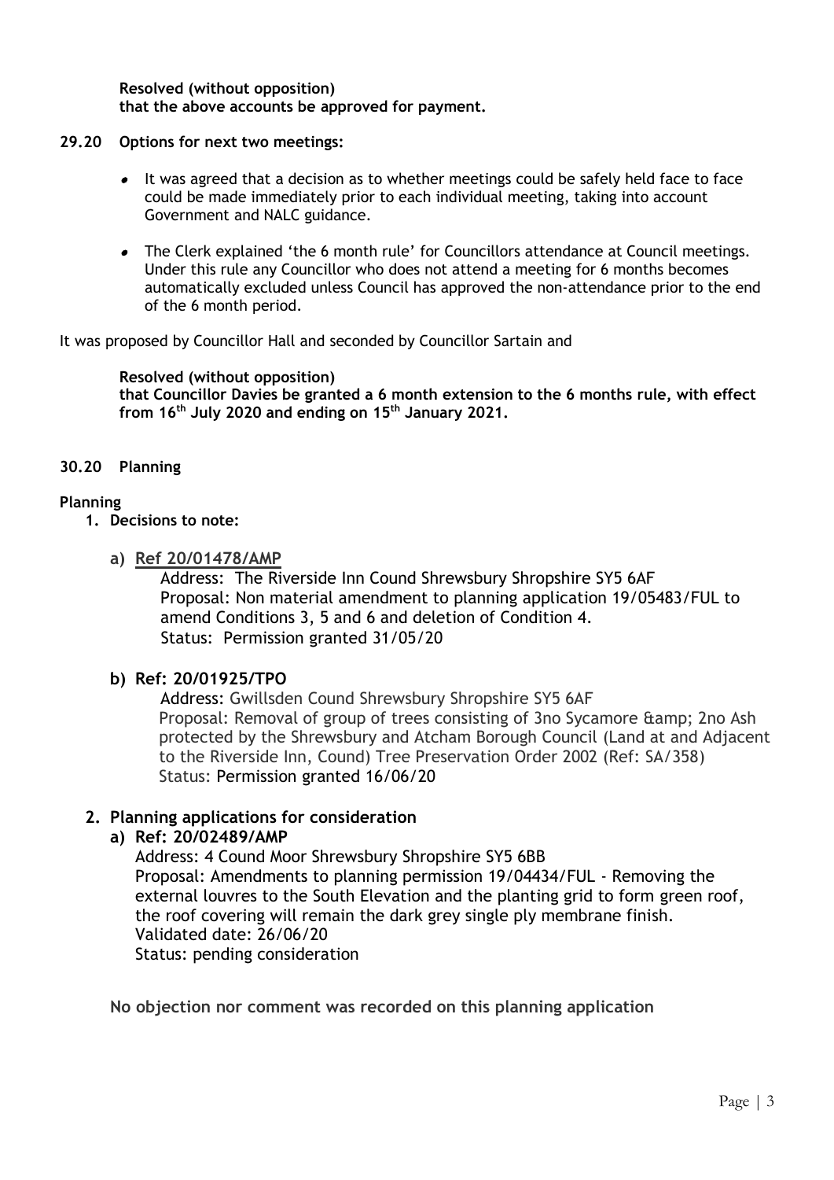**Resolved (without opposition)**
**that the above accounts be approved for payment.**

**29.20 Options for next two meetings:**

- It was agreed that a decision as to whether meetings could be safely held face to face could be made immediately prior to each individual meeting, taking into account Government and NALC guidance.
- The Clerk explained 'the 6 month rule' for Councillors attendance at Council meetings. Under this rule any Councillor who does not attend a meeting for 6 months becomes automatically excluded unless Council has approved the non-attendance prior to the end of the 6 month period.

It was proposed by Councillor Hall and seconded by Councillor Sartain and

**Resolved (without opposition)**
**that Councillor Davies be granted a 6 month extension to the 6 months rule, with effect from 16th July 2020 and ending on 15th January 2021.**

**30.20 Planning**

**Planning**

1. **Decisions to note:**

   a) **Ref 20/01478/AMP**
   Address: The Riverside Inn Cound Shrewsbury Shropshire SY5 6AF
   Proposal: Non material amendment to planning application 19/05483/FUL to amend Conditions 3, 5 and 6 and deletion of Condition 4.
   Status: Permission granted 31/05/20

   b) **Ref: 20/01925/TPO**
   Address: Gwillsden Cound Shrewsbury Shropshire SY5 6AF
   Proposal: Removal of group of trees consisting of 3no Sycamore &amp; 2no Ash protected by the Shrewsbury and Atcham Borough Council (Land at and Adjacent to the Riverside Inn, Cound) Tree Preservation Order 2002 (Ref: SA/358)
   Status: Permission granted 16/06/20

2. **Planning applications for consideration**

   a) **Ref: 20/02489/AMP**
   Address: 4 Cound Moor Shrewsbury Shropshire SY5 6BB
   Proposal: Amendments to planning permission 19/04434/FUL - Removing the external louvres to the South Elevation and the planting grid to form green roof, the roof covering will remain the dark grey single ply membrane finish.
   Validated date: 26/06/20
   Status: pending consideration

**No objection nor comment was recorded on this planning application**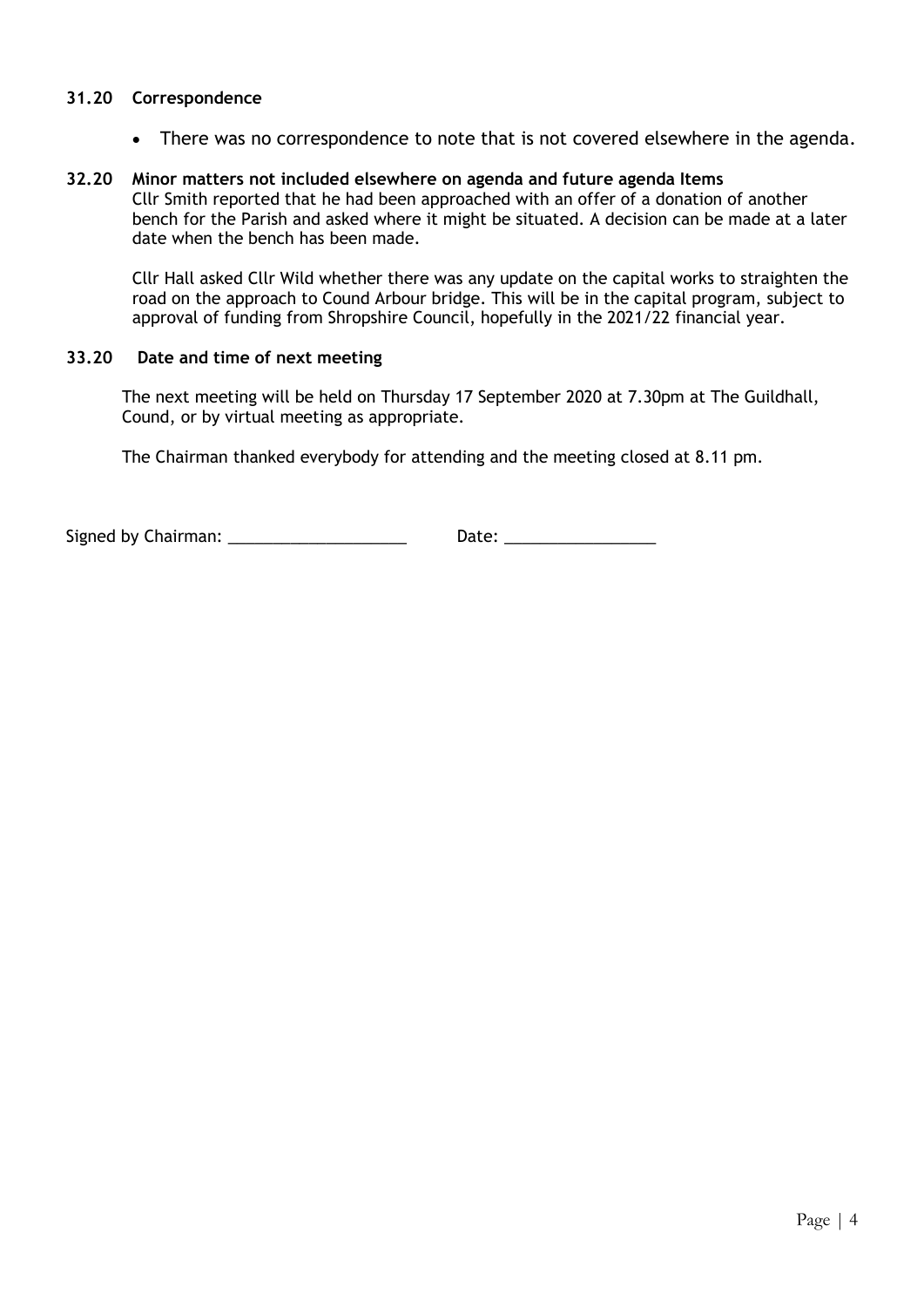**31.20 Correspondence**

- There was no correspondence to note that is not covered elsewhere in the agenda.

**32.20 Minor matters not included elsewhere on agenda and future agenda Items**

Cllr Smith reported that he had been approached with an offer of a donation of another bench for the Parish and asked where it might be situated. A decision can be made at a later date when the bench has been made.

Cllr Hall asked Cllr Wild whether there was any update on the capital works to straighten the road on the approach to Cound Arbour bridge. This will be in the capital program, subject to approval of funding from Shropshire Council, hopefully in the 2021/22 financial year.

**33.20 Date and time of next meeting**

The next meeting will be held on Thursday 17 September 2020 at 7.30pm at The Guildhall, Cound, or by virtual meeting as appropriate.

The Chairman thanked everybody for attending and the meeting closed at 8.11 pm.

Signed by Chairman: ____________________ Date: _________________